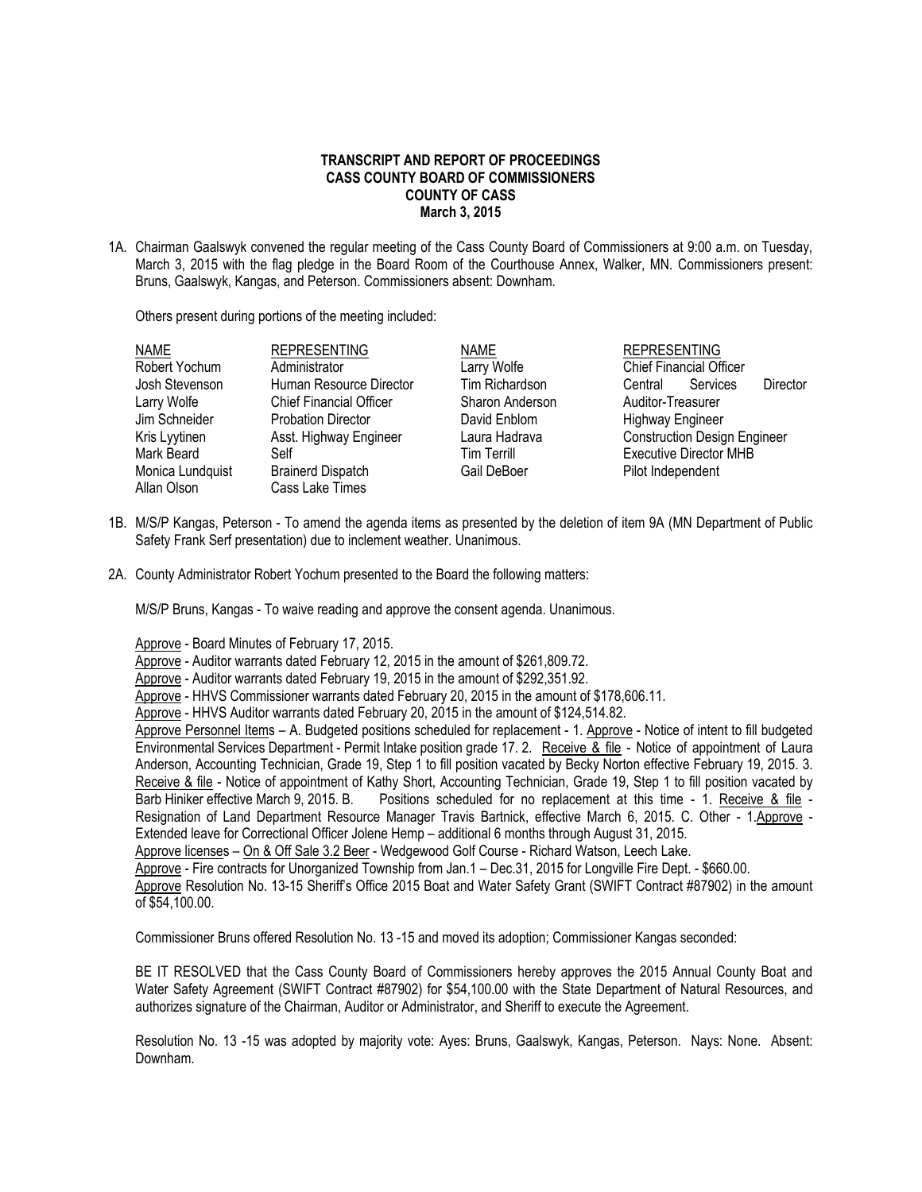**TRANSCRIPT AND REPORT OF PROCEEDINGS**
**CASS COUNTY BOARD OF COMMISSIONERS**
**COUNTY OF CASS**
**March 3, 2015**

1A. Chairman Gaalswyk convened the regular meeting of the Cass County Board of Commissioners at 9:00 a.m. on Tuesday, March 3, 2015 with the flag pledge in the Board Room of the Courthouse Annex, Walker, MN. Commissioners present: Bruns, Gaalswyk, Kangas, and Peterson. Commissioners absent: Downham.

Others present during portions of the meeting included:

| NAME | REPRESENTING | NAME | REPRESENTING |
|---|---|---|---|
| Robert Yochum | Administrator | Larry Wolfe | Chief Financial Officer |
| Josh Stevenson | Human Resource Director | Tim Richardson | Central Services Director |
| Larry Wolfe | Chief Financial Officer | Sharon Anderson | Auditor-Treasurer |
| Jim Schneider | Probation Director | David Enblom | Highway Engineer |
| Kris Lyytinen | Asst. Highway Engineer | Laura Hadrava | Construction Design Engineer |
| Mark Beard | Self | Tim Terrill | Executive Director MHB |
| Monica Lundquist | Brainerd Dispatch | Gail DeBoer | Pilot Independent |
| Allan Olson | Cass Lake Times | | |

1B. M/S/P Kangas, Peterson - To amend the agenda items as presented by the deletion of item 9A (MN Department of Public Safety Frank Serf presentation) due to inclement weather. Unanimous.

2A. County Administrator Robert Yochum presented to the Board the following matters:

M/S/P Bruns, Kangas - To waive reading and approve the consent agenda. Unanimous.

Approve - Board Minutes of February 17, 2015.
Approve - Auditor warrants dated February 12, 2015 in the amount of $261,809.72.
Approve - Auditor warrants dated February 19, 2015 in the amount of $292,351.92.
Approve - HHVS Commissioner warrants dated February 20, 2015 in the amount of $178,606.11.
Approve - HHVS Auditor warrants dated February 20, 2015 in the amount of $124,514.82.
Approve Personnel Items – A. Budgeted positions scheduled for replacement - 1. Approve - Notice of intent to fill budgeted Environmental Services Department - Permit Intake position grade 17. 2. Receive & file - Notice of appointment of Laura Anderson, Accounting Technician, Grade 19, Step 1 to fill position vacated by Becky Norton effective February 19, 2015. 3. Receive & file - Notice of appointment of Kathy Short, Accounting Technician, Grade 19, Step 1 to fill position vacated by Barb Hiniker effective March 9, 2015. B. Positions scheduled for no replacement at this time - 1. Receive & file - Resignation of Land Department Resource Manager Travis Bartnick, effective March 6, 2015. C. Other - 1. Approve - Extended leave for Correctional Officer Jolene Hemp – additional 6 months through August 31, 2015.
Approve licenses – On & Off Sale 3.2 Beer - Wedgewood Golf Course - Richard Watson, Leech Lake.
Approve - Fire contracts for Unorganized Township from Jan.1 – Dec.31, 2015 for Longville Fire Dept. - $660.00.
Approve Resolution No. 13-15 Sheriff's Office 2015 Boat and Water Safety Grant (SWIFT Contract #87902) in the amount of $54,100.00.

Commissioner Bruns offered Resolution No. 13 -15 and moved its adoption; Commissioner Kangas seconded:

BE IT RESOLVED that the Cass County Board of Commissioners hereby approves the 2015 Annual County Boat and Water Safety Agreement (SWIFT Contract #87902) for $54,100.00 with the State Department of Natural Resources, and authorizes signature of the Chairman, Auditor or Administrator, and Sheriff to execute the Agreement.

Resolution No. 13 -15 was adopted by majority vote: Ayes: Bruns, Gaalswyk, Kangas, Peterson. Nays: None. Absent: Downham.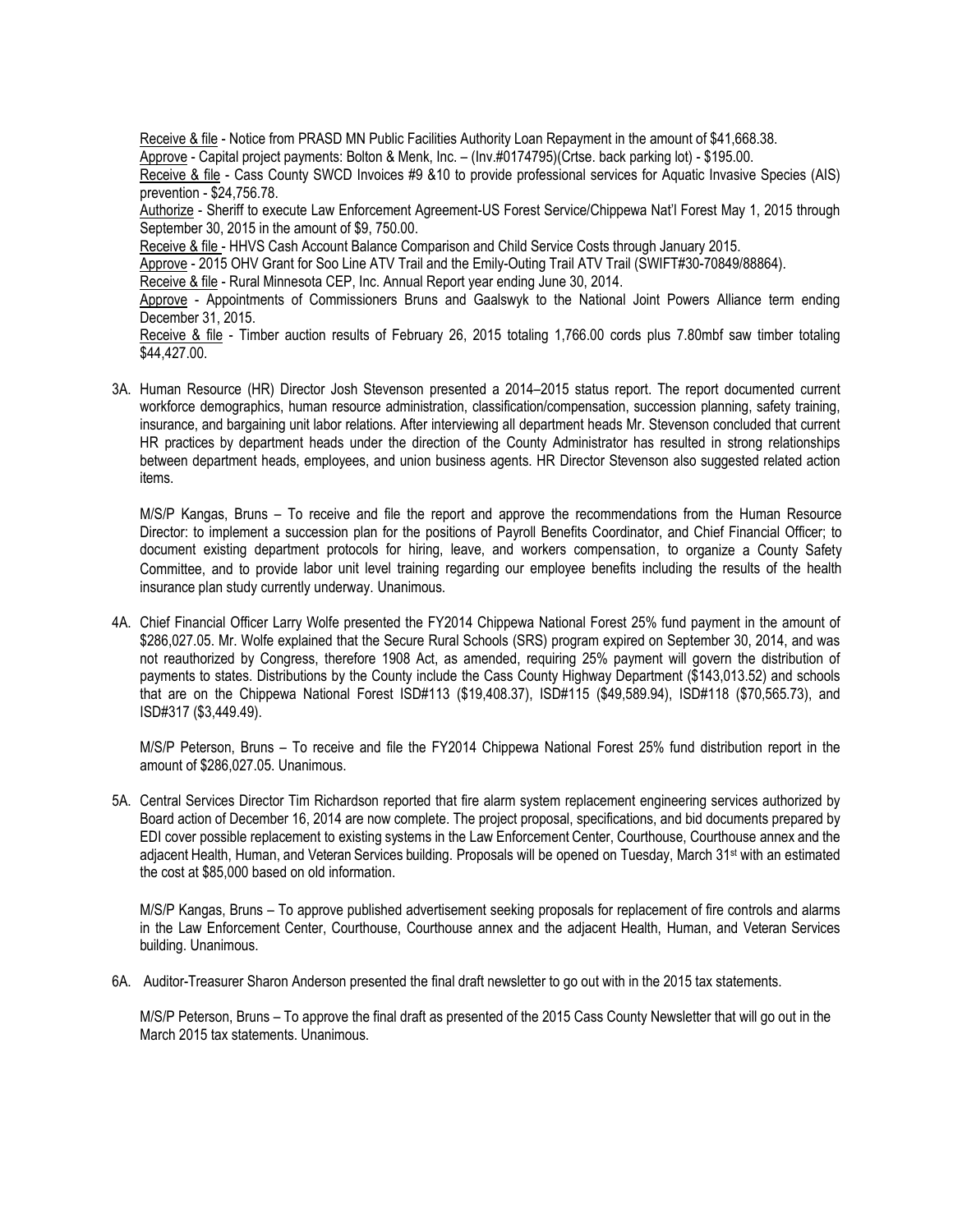Receive & file - Notice from PRASD MN Public Facilities Authority Loan Repayment in the amount of $41,668.38.

Approve - Capital project payments: Bolton & Menk, Inc. – (Inv.#0174795)(Crtse. back parking lot) - $195.00.

Receive & file - Cass County SWCD Invoices #9 &10 to provide professional services for Aquatic Invasive Species (AIS) prevention - $24,756.78.

Authorize - Sheriff to execute Law Enforcement Agreement-US Forest Service/Chippewa Nat'l Forest May 1, 2015 through September 30, 2015 in the amount of $9, 750.00.

Receive & file - HHVS Cash Account Balance Comparison and Child Service Costs through January 2015.

Approve - 2015 OHV Grant for Soo Line ATV Trail and the Emily-Outing Trail ATV Trail (SWIFT#30-70849/88864).

Receive & file - Rural Minnesota CEP, Inc. Annual Report year ending June 30, 2014.

Approve - Appointments of Commissioners Bruns and Gaalswyk to the National Joint Powers Alliance term ending December 31, 2015.

Receive & file - Timber auction results of February 26, 2015 totaling 1,766.00 cords plus 7.80mbf saw timber totaling $44,427.00.

3A. Human Resource (HR) Director Josh Stevenson presented a 2014–2015 status report. The report documented current workforce demographics, human resource administration, classification/compensation, succession planning, safety training, insurance, and bargaining unit labor relations. After interviewing all department heads Mr. Stevenson concluded that current HR practices by department heads under the direction of the County Administrator has resulted in strong relationships between department heads, employees, and union business agents. HR Director Stevenson also suggested related action items.

M/S/P Kangas, Bruns – To receive and file the report and approve the recommendations from the Human Resource Director: to implement a succession plan for the positions of Payroll Benefits Coordinator, and Chief Financial Officer; to document existing department protocols for hiring, leave, and workers compensation, to organize a County Safety Committee, and to provide labor unit level training regarding our employee benefits including the results of the health insurance plan study currently underway. Unanimous.

4A. Chief Financial Officer Larry Wolfe presented the FY2014 Chippewa National Forest 25% fund payment in the amount of $286,027.05. Mr. Wolfe explained that the Secure Rural Schools (SRS) program expired on September 30, 2014, and was not reauthorized by Congress, therefore 1908 Act, as amended, requiring 25% payment will govern the distribution of payments to states. Distributions by the County include the Cass County Highway Department ($143,013.52) and schools that are on the Chippewa National Forest ISD#113 ($19,408.37), ISD#115 ($49,589.94), ISD#118 ($70,565.73), and ISD#317 ($3,449.49).

M/S/P Peterson, Bruns – To receive and file the FY2014 Chippewa National Forest 25% fund distribution report in the amount of $286,027.05. Unanimous.

5A. Central Services Director Tim Richardson reported that fire alarm system replacement engineering services authorized by Board action of December 16, 2014 are now complete. The project proposal, specifications, and bid documents prepared by EDI cover possible replacement to existing systems in the Law Enforcement Center, Courthouse, Courthouse annex and the adjacent Health, Human, and Veteran Services building. Proposals will be opened on Tuesday, March 31st with an estimated the cost at $85,000 based on old information.

M/S/P Kangas, Bruns – To approve published advertisement seeking proposals for replacement of fire controls and alarms in the Law Enforcement Center, Courthouse, Courthouse annex and the adjacent Health, Human, and Veteran Services building. Unanimous.

6A. Auditor-Treasurer Sharon Anderson presented the final draft newsletter to go out with in the 2015 tax statements.

M/S/P Peterson, Bruns – To approve the final draft as presented of the 2015 Cass County Newsletter that will go out in the March 2015 tax statements. Unanimous.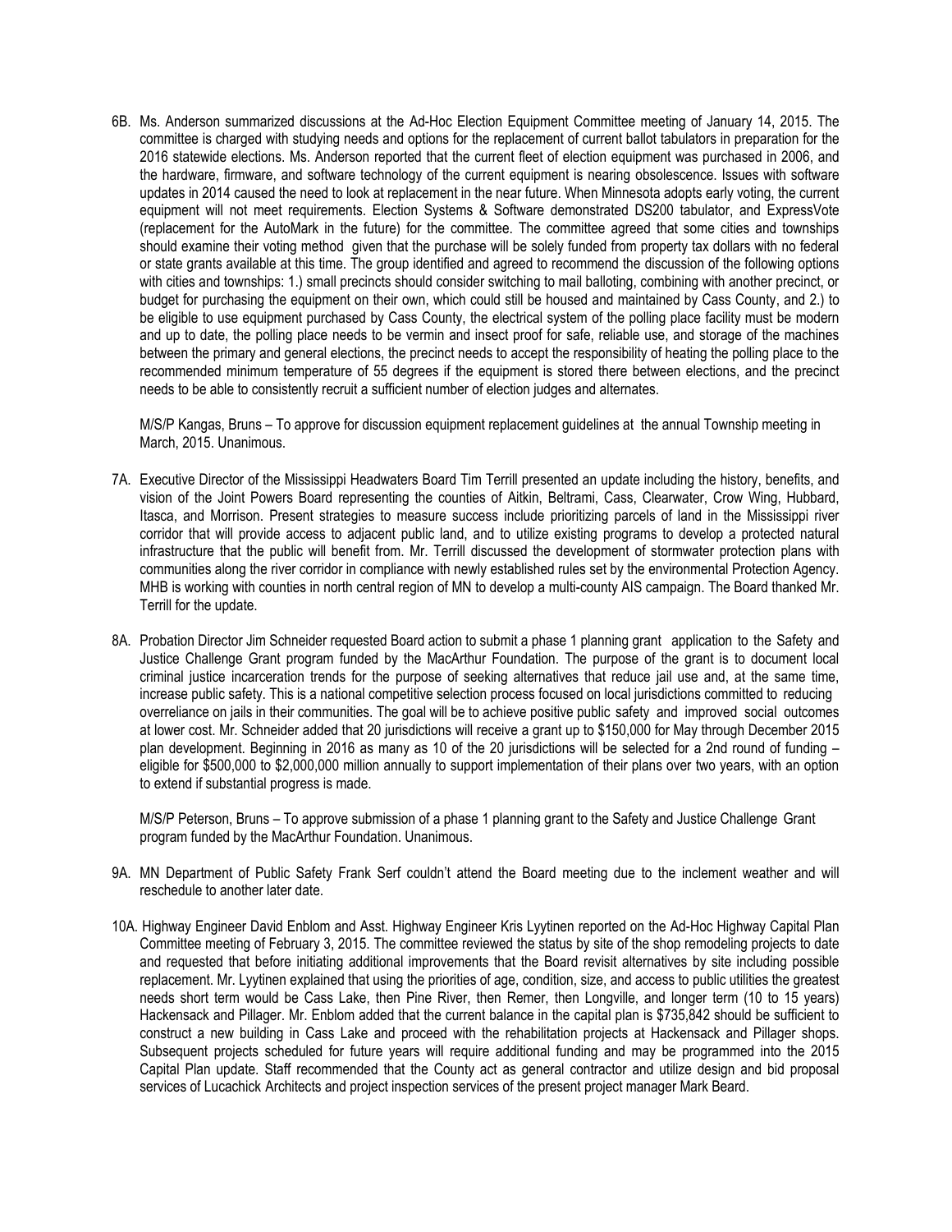6B. Ms. Anderson summarized discussions at the Ad-Hoc Election Equipment Committee meeting of January 14, 2015. The committee is charged with studying needs and options for the replacement of current ballot tabulators in preparation for the 2016 statewide elections. Ms. Anderson reported that the current fleet of election equipment was purchased in 2006, and the hardware, firmware, and software technology of the current equipment is nearing obsolescence. Issues with software updates in 2014 caused the need to look at replacement in the near future. When Minnesota adopts early voting, the current equipment will not meet requirements. Election Systems & Software demonstrated DS200 tabulator, and ExpressVote (replacement for the AutoMark in the future) for the committee. The committee agreed that some cities and townships should examine their voting method given that the purchase will be solely funded from property tax dollars with no federal or state grants available at this time. The group identified and agreed to recommend the discussion of the following options with cities and townships: 1.) small precincts should consider switching to mail balloting, combining with another precinct, or budget for purchasing the equipment on their own, which could still be housed and maintained by Cass County, and 2.) to be eligible to use equipment purchased by Cass County, the electrical system of the polling place facility must be modern and up to date, the polling place needs to be vermin and insect proof for safe, reliable use, and storage of the machines between the primary and general elections, the precinct needs to accept the responsibility of heating the polling place to the recommended minimum temperature of 55 degrees if the equipment is stored there between elections, and the precinct needs to be able to consistently recruit a sufficient number of election judges and alternates.

M/S/P Kangas, Bruns – To approve for discussion equipment replacement guidelines at the annual Township meeting in March, 2015. Unanimous.

7A. Executive Director of the Mississippi Headwaters Board Tim Terrill presented an update including the history, benefits, and vision of the Joint Powers Board representing the counties of Aitkin, Beltrami, Cass, Clearwater, Crow Wing, Hubbard, Itasca, and Morrison. Present strategies to measure success include prioritizing parcels of land in the Mississippi river corridor that will provide access to adjacent public land, and to utilize existing programs to develop a protected natural infrastructure that the public will benefit from. Mr. Terrill discussed the development of stormwater protection plans with communities along the river corridor in compliance with newly established rules set by the environmental Protection Agency. MHB is working with counties in north central region of MN to develop a multi-county AIS campaign. The Board thanked Mr. Terrill for the update.

8A. Probation Director Jim Schneider requested Board action to submit a phase 1 planning grant application to the Safety and Justice Challenge Grant program funded by the MacArthur Foundation. The purpose of the grant is to document local criminal justice incarceration trends for the purpose of seeking alternatives that reduce jail use and, at the same time, increase public safety. This is a national competitive selection process focused on local jurisdictions committed to reducing overreliance on jails in their communities. The goal will be to achieve positive public safety and improved social outcomes at lower cost. Mr. Schneider added that 20 jurisdictions will receive a grant up to $150,000 for May through December 2015 plan development. Beginning in 2016 as many as 10 of the 20 jurisdictions will be selected for a 2nd round of funding – eligible for $500,000 to $2,000,000 million annually to support implementation of their plans over two years, with an option to extend if substantial progress is made.

M/S/P Peterson, Bruns – To approve submission of a phase 1 planning grant to the Safety and Justice Challenge Grant program funded by the MacArthur Foundation. Unanimous.

9A. MN Department of Public Safety Frank Serf couldn't attend the Board meeting due to the inclement weather and will reschedule to another later date.

10A. Highway Engineer David Enblom and Asst. Highway Engineer Kris Lyytinen reported on the Ad-Hoc Highway Capital Plan Committee meeting of February 3, 2015. The committee reviewed the status by site of the shop remodeling projects to date and requested that before initiating additional improvements that the Board revisit alternatives by site including possible replacement. Mr. Lyytinen explained that using the priorities of age, condition, size, and access to public utilities the greatest needs short term would be Cass Lake, then Pine River, then Remer, then Longville, and longer term (10 to 15 years) Hackensack and Pillager. Mr. Enblom added that the current balance in the capital plan is $735,842 should be sufficient to construct a new building in Cass Lake and proceed with the rehabilitation projects at Hackensack and Pillager shops. Subsequent projects scheduled for future years will require additional funding and may be programmed into the 2015 Capital Plan update. Staff recommended that the County act as general contractor and utilize design and bid proposal services of Lucachick Architects and project inspection services of the present project manager Mark Beard.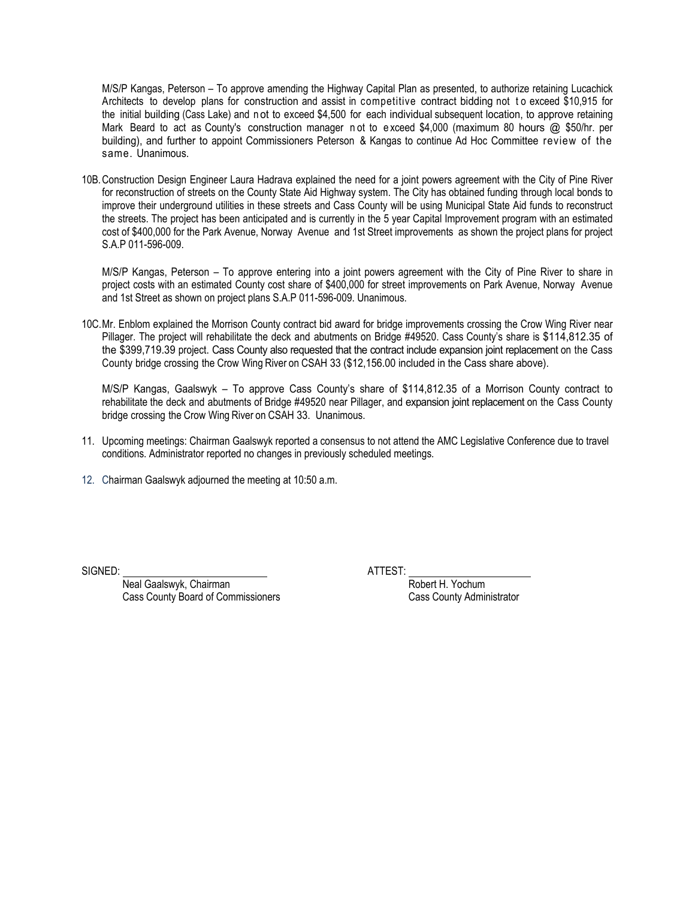M/S/P Kangas, Peterson – To approve amending the Highway Capital Plan as presented, to authorize retaining Lucachick Architects to develop plans for construction and assist in competitive contract bidding not to exceed $10,915 for the initial building (Cass Lake) and not to exceed $4,500 for each individual subsequent location, to approve retaining Mark Beard to act as County's construction manager not to exceed $4,000 (maximum 80 hours @ $50/hr. per building), and further to appoint Commissioners Peterson & Kangas to continue Ad Hoc Committee review of the same. Unanimous.

10B. Construction Design Engineer Laura Hadrava explained the need for a joint powers agreement with the City of Pine River for reconstruction of streets on the County State Aid Highway system. The City has obtained funding through local bonds to improve their underground utilities in these streets and Cass County will be using Municipal State Aid funds to reconstruct the streets. The project has been anticipated and is currently in the 5 year Capital Improvement program with an estimated cost of $400,000 for the Park Avenue, Norway Avenue and 1st Street improvements as shown the project plans for project S.A.P 011-596-009.

M/S/P Kangas, Peterson – To approve entering into a joint powers agreement with the City of Pine River to share in project costs with an estimated County cost share of $400,000 for street improvements on Park Avenue, Norway Avenue and 1st Street as shown on project plans S.A.P 011-596-009. Unanimous.

10C. Mr. Enblom explained the Morrison County contract bid award for bridge improvements crossing the Crow Wing River near Pillager. The project will rehabilitate the deck and abutments on Bridge #49520. Cass County's share is $114,812.35 of the $399,719.39 project. Cass County also requested that the contract include expansion joint replacement on the Cass County bridge crossing the Crow Wing River on CSAH 33 ($12,156.00 included in the Cass share above).

M/S/P Kangas, Gaalswyk – To approve Cass County's share of $114,812.35 of a Morrison County contract to rehabilitate the deck and abutments of Bridge #49520 near Pillager, and expansion joint replacement on the Cass County bridge crossing the Crow Wing River on CSAH 33. Unanimous.

11. Upcoming meetings: Chairman Gaalswyk reported a consensus to not attend the AMC Legislative Conference due to travel conditions. Administrator reported no changes in previously scheduled meetings.

12. Chairman Gaalswyk adjourned the meeting at 10:50 a.m.

SIGNED: ____________________________

Neal Gaalswyk, Chairman
Cass County Board of Commissioners

ATTEST: ____________________________

Robert H. Yochum
Cass County Administrator